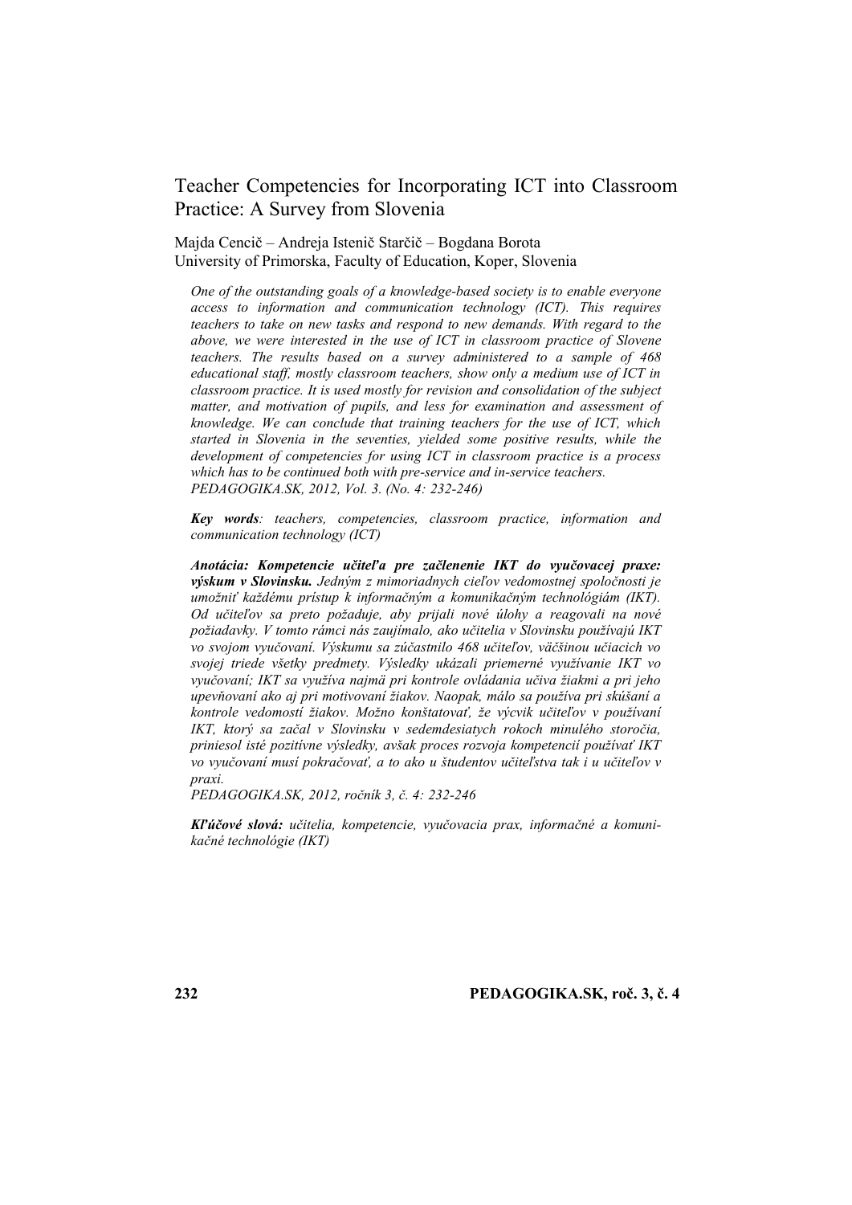# Teacher Competencies for Incorporating ICT into Classroom Practice: A Survey from Slovenia

Majda Cencič – Andreja Istenič Starčič – Bogdana Borota
University of Primorska, Faculty of Education, Koper, Slovenia

*One of the outstanding goals of a knowledge-based society is to enable everyone access to information and communication technology (ICT). This requires teachers to take on new tasks and respond to new demands. With regard to the above, we were interested in the use of ICT in classroom practice of Slovene teachers. The results based on a survey administered to a sample of 468 educational staff, mostly classroom teachers, show only a medium use of ICT in classroom practice. It is used mostly for revision and consolidation of the subject matter, and motivation of pupils, and less for examination and assessment of knowledge. We can conclude that training teachers for the use of ICT, which started in Slovenia in the seventies, yielded some positive results, while the development of competencies for using ICT in classroom practice is a process which has to be continued both with pre-service and in-service teachers.*
*PEDAGOGIKA.SK, 2012, Vol. 3. (No. 4: 232-246)*

***Key words**: teachers, competencies, classroom practice, information and communication technology (ICT)*

***Anotácia: Kompetencie učiteľa pre začlenenie IKT do vyučovacej praxe: výskum v Slovinsku.*** *Jedným z mimoriadnych cieľov vedomostnej spoločnosti je umožniť každému prístup k informačným a komunikačným technológiám (IKT). Od učiteľov sa preto požaduje, aby prijali nové úlohy a reagovali na nové požiadavky. V tomto rámci nás zaujímalo, ako učitelia v Slovinsku používajú IKT vo svojom vyučovaní. Výskumu sa zúčastnilo 468 učiteľov, väčšinou učiacich vo svojej triede všetky predmety. Výsledky ukázali priemerné využívanie IKT vo vyučovaní; IKT sa využíva najmä pri kontrole ovládania učiva žiakmi a pri jeho upevňovaní ako aj pri motivovaní žiakov. Naopak, málo sa používa pri skúšaní a kontrole vedomostí žiakov. Možno konštatovať, že výcvik učiteľov v používaní IKT, ktorý sa začal v Slovinsku v sedemdesiatych rokoch minulého storočia, priniesol isté pozitívne výsledky, avšak proces rozvoja kompetencií používať IKT vo vyučovaní musí pokračovať, a to ako u študentov učiteľstva tak i u učiteľov v praxi.*
*PEDAGOGIKA.SK, 2012, ročník 3, č. 4: 232-246*

***Kľúčové slová:** učitelia, kompetencie, vyučovacia prax, informačné a komunikačné technológie (IKT)*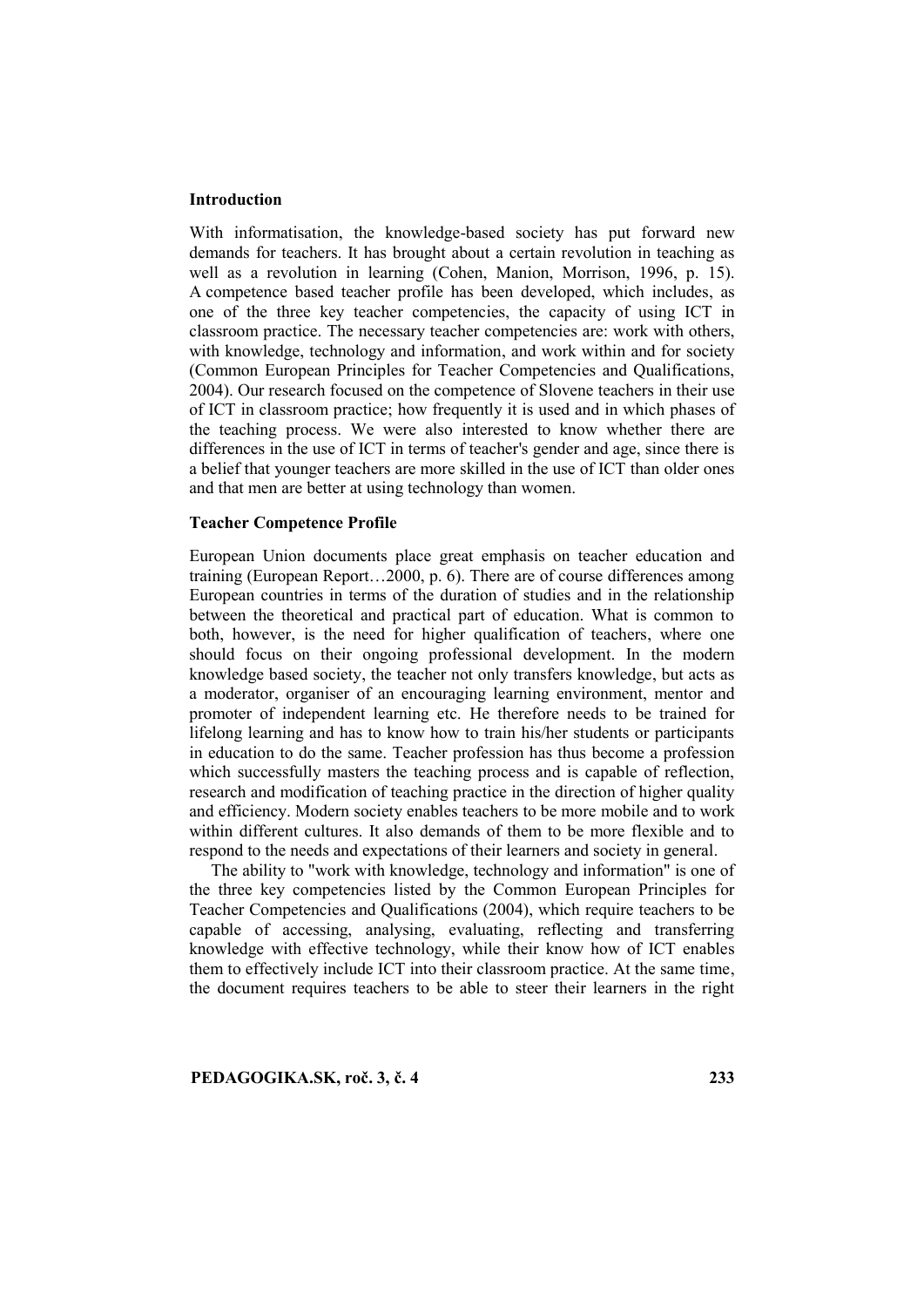## Introduction

With informatisation, the knowledge-based society has put forward new demands for teachers. It has brought about a certain revolution in teaching as well as a revolution in learning (Cohen, Manion, Morrison, 1996, p. 15). A competence based teacher profile has been developed, which includes, as one of the three key teacher competencies, the capacity of using ICT in classroom practice. The necessary teacher competencies are: work with others, with knowledge, technology and information, and work within and for society (Common European Principles for Teacher Competencies and Qualifications, 2004). Our research focused on the competence of Slovene teachers in their use of ICT in classroom practice; how frequently it is used and in which phases of the teaching process. We were also interested to know whether there are differences in the use of ICT in terms of teacher's gender and age, since there is a belief that younger teachers are more skilled in the use of ICT than older ones and that men are better at using technology than women.

## Teacher Competence Profile

European Union documents place great emphasis on teacher education and training (European Report…2000, p. 6). There are of course differences among European countries in terms of the duration of studies and in the relationship between the theoretical and practical part of education. What is common to both, however, is the need for higher qualification of teachers, where one should focus on their ongoing professional development. In the modern knowledge based society, the teacher not only transfers knowledge, but acts as a moderator, organiser of an encouraging learning environment, mentor and promoter of independent learning etc. He therefore needs to be trained for lifelong learning and has to know how to train his/her students or participants in education to do the same. Teacher profession has thus become a profession which successfully masters the teaching process and is capable of reflection, research and modification of teaching practice in the direction of higher quality and efficiency. Modern society enables teachers to be more mobile and to work within different cultures. It also demands of them to be more flexible and to respond to the needs and expectations of their learners and society in general.

The ability to "work with knowledge, technology and information" is one of the three key competencies listed by the Common European Principles for Teacher Competencies and Qualifications (2004), which require teachers to be capable of accessing, analysing, evaluating, reflecting and transferring knowledge with effective technology, while their know how of ICT enables them to effectively include ICT into their classroom practice. At the same time, the document requires teachers to be able to steer their learners in the right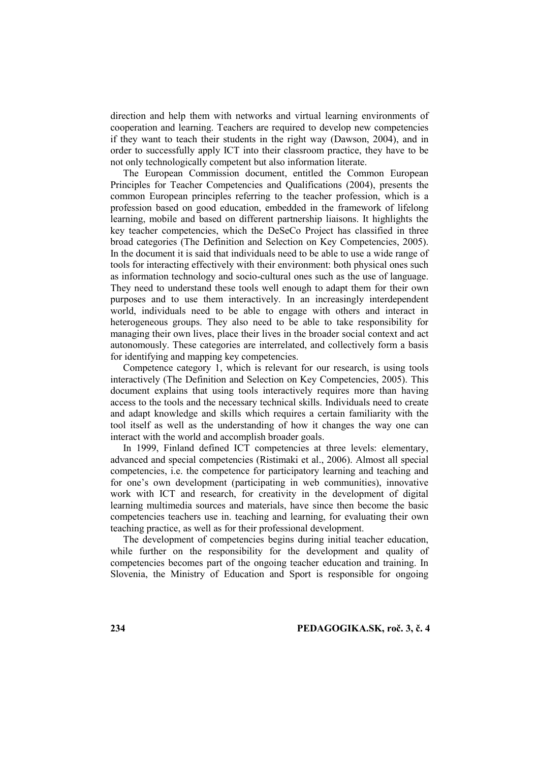direction and help them with networks and virtual learning environments of cooperation and learning. Teachers are required to develop new competencies if they want to teach their students in the right way (Dawson, 2004), and in order to successfully apply ICT into their classroom practice, they have to be not only technologically competent but also information literate.

The European Commission document, entitled the Common European Principles for Teacher Competencies and Qualifications (2004), presents the common European principles referring to the teacher profession, which is a profession based on good education, embedded in the framework of lifelong learning, mobile and based on different partnership liaisons. It highlights the key teacher competencies, which the DeSeCo Project has classified in three broad categories (The Definition and Selection on Key Competencies, 2005). In the document it is said that individuals need to be able to use a wide range of tools for interacting effectively with their environment: both physical ones such as information technology and socio-cultural ones such as the use of language. They need to understand these tools well enough to adapt them for their own purposes and to use them interactively. In an increasingly interdependent world, individuals need to be able to engage with others and interact in heterogeneous groups. They also need to be able to take responsibility for managing their own lives, place their lives in the broader social context and act autonomously. These categories are interrelated, and collectively form a basis for identifying and mapping key competencies.

Competence category 1, which is relevant for our research, is using tools interactively (The Definition and Selection on Key Competencies, 2005). This document explains that using tools interactively requires more than having access to the tools and the necessary technical skills. Individuals need to create and adapt knowledge and skills which requires a certain familiarity with the tool itself as well as the understanding of how it changes the way one can interact with the world and accomplish broader goals.

In 1999, Finland defined ICT competencies at three levels: elementary, advanced and special competencies (Ristimaki et al., 2006). Almost all special competencies, i.e. the competence for participatory learning and teaching and for one's own development (participating in web communities), innovative work with ICT and research, for creativity in the development of digital learning multimedia sources and materials, have since then become the basic competencies teachers use in. teaching and learning, for evaluating their own teaching practice, as well as for their professional development.

The development of competencies begins during initial teacher education, while further on the responsibility for the development and quality of competencies becomes part of the ongoing teacher education and training. In Slovenia, the Ministry of Education and Sport is responsible for ongoing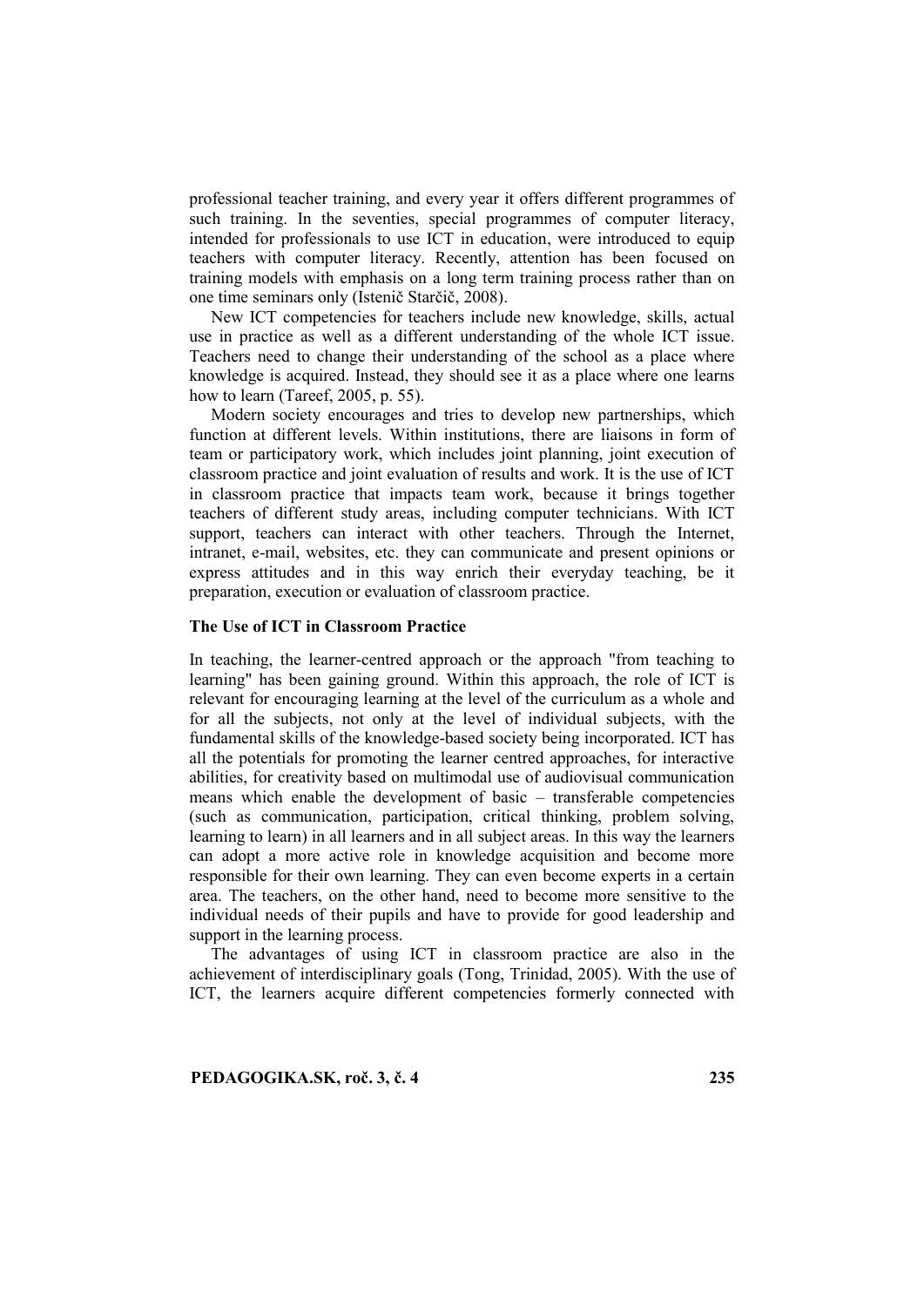professional teacher training, and every year it offers different programmes of such training. In the seventies, special programmes of computer literacy, intended for professionals to use ICT in education, were introduced to equip teachers with computer literacy. Recently, attention has been focused on training models with emphasis on a long term training process rather than on one time seminars only (Istenič Starčič, 2008).

New ICT competencies for teachers include new knowledge, skills, actual use in practice as well as a different understanding of the whole ICT issue. Teachers need to change their understanding of the school as a place where knowledge is acquired. Instead, they should see it as a place where one learns how to learn (Tareef, 2005, p. 55).

Modern society encourages and tries to develop new partnerships, which function at different levels. Within institutions, there are liaisons in form of team or participatory work, which includes joint planning, joint execution of classroom practice and joint evaluation of results and work. It is the use of ICT in classroom practice that impacts team work, because it brings together teachers of different study areas, including computer technicians. With ICT support, teachers can interact with other teachers. Through the Internet, intranet, e-mail, websites, etc. they can communicate and present opinions or express attitudes and in this way enrich their everyday teaching, be it preparation, execution or evaluation of classroom practice.

### The Use of ICT in Classroom Practice

In teaching, the learner-centred approach or the approach "from teaching to learning" has been gaining ground. Within this approach, the role of ICT is relevant for encouraging learning at the level of the curriculum as a whole and for all the subjects, not only at the level of individual subjects, with the fundamental skills of the knowledge-based society being incorporated. ICT has all the potentials for promoting the learner centred approaches, for interactive abilities, for creativity based on multimodal use of audiovisual communication means which enable the development of basic – transferable competencies (such as communication, participation, critical thinking, problem solving, learning to learn) in all learners and in all subject areas. In this way the learners can adopt a more active role in knowledge acquisition and become more responsible for their own learning. They can even become experts in a certain area. The teachers, on the other hand, need to become more sensitive to the individual needs of their pupils and have to provide for good leadership and support in the learning process.

The advantages of using ICT in classroom practice are also in the achievement of interdisciplinary goals (Tong, Trinidad, 2005). With the use of ICT, the learners acquire different competencies formerly connected with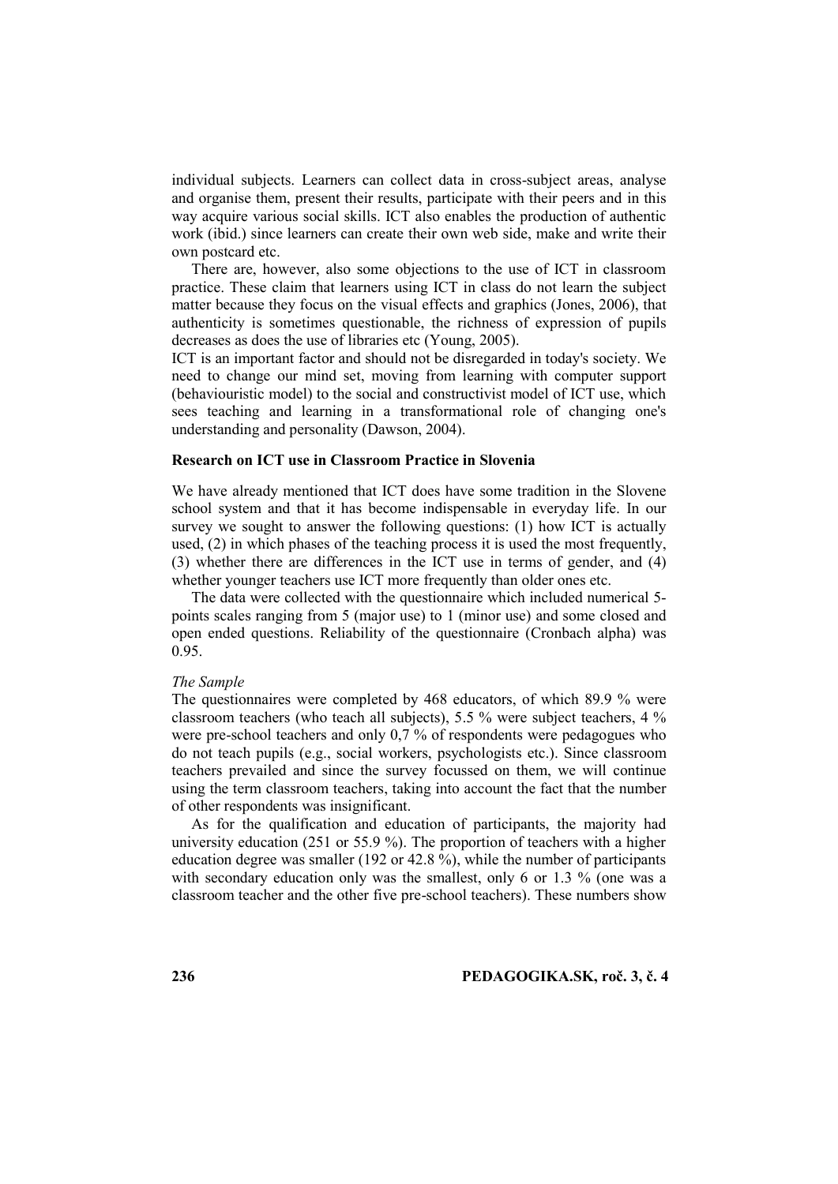individual subjects. Learners can collect data in cross-subject areas, analyse and organise them, present their results, participate with their peers and in this way acquire various social skills. ICT also enables the production of authentic work (ibid.) since learners can create their own web side, make and write their own postcard etc.

There are, however, also some objections to the use of ICT in classroom practice. These claim that learners using ICT in class do not learn the subject matter because they focus on the visual effects and graphics (Jones, 2006), that authenticity is sometimes questionable, the richness of expression of pupils decreases as does the use of libraries etc (Young, 2005).

ICT is an important factor and should not be disregarded in today's society. We need to change our mind set, moving from learning with computer support (behaviouristic model) to the social and constructivist model of ICT use, which sees teaching and learning in a transformational role of changing one's understanding and personality (Dawson, 2004).

## Research on ICT use in Classroom Practice in Slovenia

We have already mentioned that ICT does have some tradition in the Slovene school system and that it has become indispensable in everyday life. In our survey we sought to answer the following questions: (1) how ICT is actually used, (2) in which phases of the teaching process it is used the most frequently, (3) whether there are differences in the ICT use in terms of gender, and (4) whether younger teachers use ICT more frequently than older ones etc.

The data were collected with the questionnaire which included numerical 5-points scales ranging from 5 (major use) to 1 (minor use) and some closed and open ended questions. Reliability of the questionnaire (Cronbach alpha) was 0.95.

### *The Sample*

The questionnaires were completed by 468 educators, of which 89.9 % were classroom teachers (who teach all subjects), 5.5 % were subject teachers, 4 % were pre-school teachers and only 0,7 % of respondents were pedagogues who do not teach pupils (e.g., social workers, psychologists etc.). Since classroom teachers prevailed and since the survey focussed on them, we will continue using the term classroom teachers, taking into account the fact that the number of other respondents was insignificant.

As for the qualification and education of participants, the majority had university education (251 or 55.9 %). The proportion of teachers with a higher education degree was smaller (192 or 42.8 %), while the number of participants with secondary education only was the smallest, only 6 or 1.3 % (one was a classroom teacher and the other five pre-school teachers). These numbers show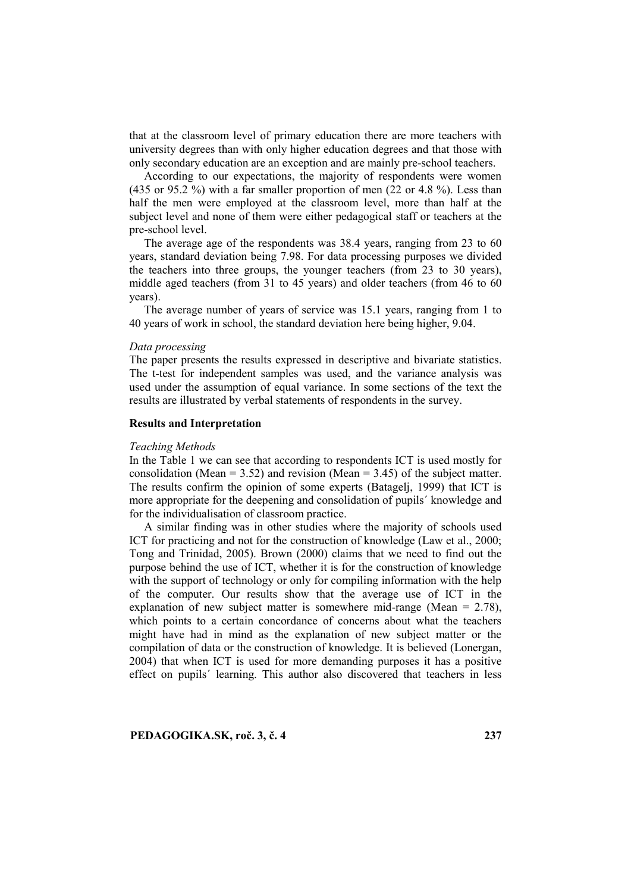that at the classroom level of primary education there are more teachers with university degrees than with only higher education degrees and that those with only secondary education are an exception and are mainly pre-school teachers.

According to our expectations, the majority of respondents were women (435 or 95.2 %) with a far smaller proportion of men (22 or 4.8 %). Less than half the men were employed at the classroom level, more than half at the subject level and none of them were either pedagogical staff or teachers at the pre-school level.

The average age of the respondents was 38.4 years, ranging from 23 to 60 years, standard deviation being 7.98. For data processing purposes we divided the teachers into three groups, the younger teachers (from 23 to 30 years), middle aged teachers (from 31 to 45 years) and older teachers (from 46 to 60 years).

The average number of years of service was 15.1 years, ranging from 1 to 40 years of work in school, the standard deviation here being higher, 9.04.

*Data processing*

The paper presents the results expressed in descriptive and bivariate statistics. The t-test for independent samples was used, and the variance analysis was used under the assumption of equal variance. In some sections of the text the results are illustrated by verbal statements of respondents in the survey.

**Results and Interpretation**

*Teaching Methods*

In the Table 1 we can see that according to respondents ICT is used mostly for consolidation (Mean = 3.52) and revision (Mean = 3.45) of the subject matter. The results confirm the opinion of some experts (Batagelj, 1999) that ICT is more appropriate for the deepening and consolidation of pupils´ knowledge and for the individualisation of classroom practice.

A similar finding was in other studies where the majority of schools used ICT for practicing and not for the construction of knowledge (Law et al., 2000; Tong and Trinidad, 2005). Brown (2000) claims that we need to find out the purpose behind the use of ICT, whether it is for the construction of knowledge with the support of technology or only for compiling information with the help of the computer. Our results show that the average use of ICT in the explanation of new subject matter is somewhere mid-range (Mean = 2.78), which points to a certain concordance of concerns about what the teachers might have had in mind as the explanation of new subject matter or the compilation of data or the construction of knowledge. It is believed (Lonergan, 2004) that when ICT is used for more demanding purposes it has a positive effect on pupils´ learning. This author also discovered that teachers in less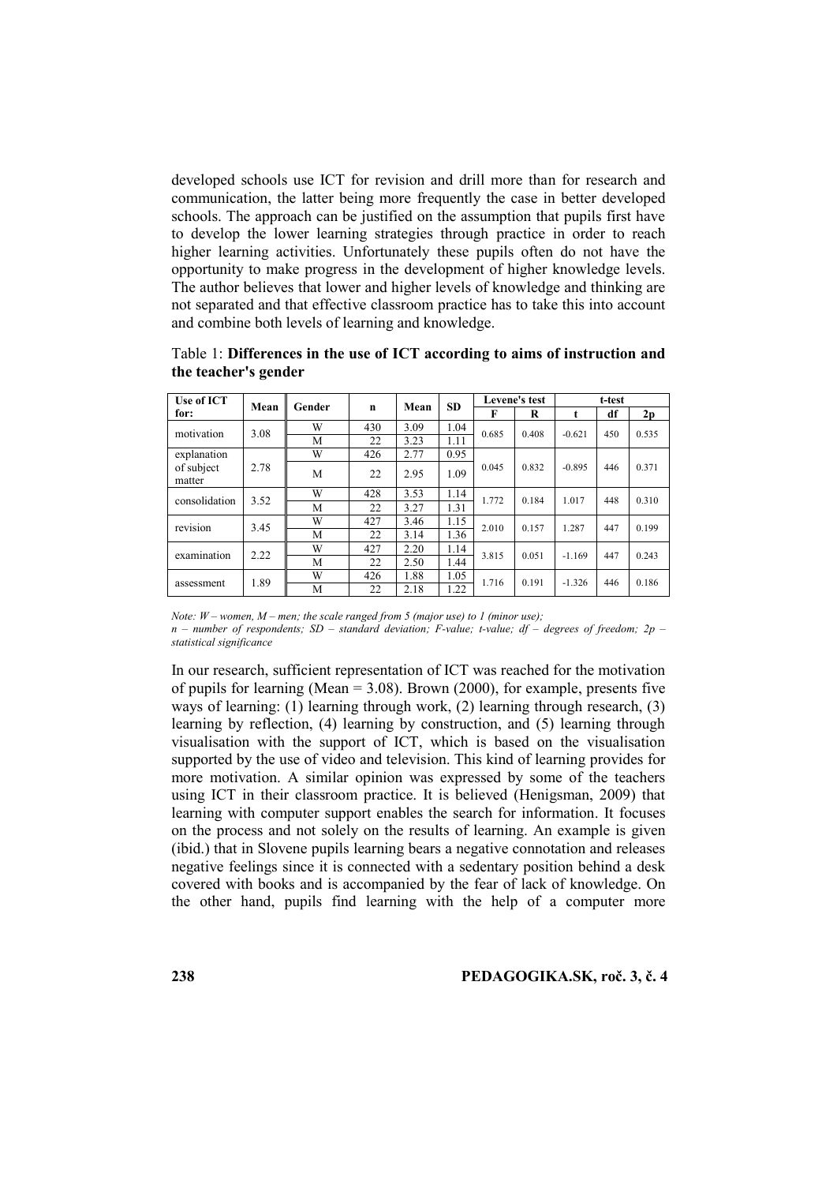developed schools use ICT for revision and drill more than for research and communication, the latter being more frequently the case in better developed schools. The approach can be justified on the assumption that pupils first have to develop the lower learning strategies through practice in order to reach higher learning activities. Unfortunately these pupils often do not have the opportunity to make progress in the development of higher knowledge levels. The author believes that lower and higher levels of knowledge and thinking are not separated and that effective classroom practice has to take this into account and combine both levels of learning and knowledge.

Table 1: **Differences in the use of ICT according to aims of instruction and the teacher's gender**

| Use of ICT for: | Mean | Gender | n | Mean | SD | Levene's test | | t-test | | |
|---|---|---|---|---|---|---|---|---|---|---|
| | | | | | | F | R | t | df | 2p |
| motivation | 3.08 | W | 430 | 3.09 | 1.04 | 0.685 | 0.408 | -0.621 | 450 | 0.535 |
| | | M | 22 | 3.23 | 1.11 | | | | | |
| explanation of subject matter | 2.78 | W | 426 | 2.77 | 0.95 | 0.045 | 0.832 | -0.895 | 446 | 0.371 |
| | | M | 22 | 2.95 | 1.09 | | | | | |
| consolidation | 3.52 | W | 428 | 3.53 | 1.14 | 1.772 | 0.184 | 1.017 | 448 | 0.310 |
| | | M | 22 | 3.27 | 1.31 | | | | | |
| revision | 3.45 | W | 427 | 3.46 | 1.15 | 2.010 | 0.157 | 1.287 | 447 | 0.199 |
| | | M | 22 | 3.14 | 1.36 | | | | | |
| examination | 2.22 | W | 427 | 2.20 | 1.14 | 3.815 | 0.051 | -1.169 | 447 | 0.243 |
| | | M | 22 | 2.50 | 1.44 | | | | | |
| assessment | 1.89 | W | 426 | 1.88 | 1.05 | 1.716 | 0.191 | -1.326 | 446 | 0.186 |
| | | M | 22 | 2.18 | 1.22 | | | | | |

*Note: W – women, M – men; the scale ranged from 5 (major use) to 1 (minor use);*
*n – number of respondents; SD – standard deviation; F-value; t-value; df – degrees of freedom; 2p – statistical significance*

In our research, sufficient representation of ICT was reached for the motivation of pupils for learning (Mean = 3.08). Brown (2000), for example, presents five ways of learning: (1) learning through work, (2) learning through research, (3) learning by reflection, (4) learning by construction, and (5) learning through visualisation with the support of ICT, which is based on the visualisation supported by the use of video and television. This kind of learning provides for more motivation. A similar opinion was expressed by some of the teachers using ICT in their classroom practice. It is believed (Henigsman, 2009) that learning with computer support enables the search for information. It focuses on the process and not solely on the results of learning. An example is given (ibid.) that in Slovene pupils learning bears a negative connotation and releases negative feelings since it is connected with a sedentary position behind a desk covered with books and is accompanied by the fear of lack of knowledge. On the other hand, pupils find learning with the help of a computer more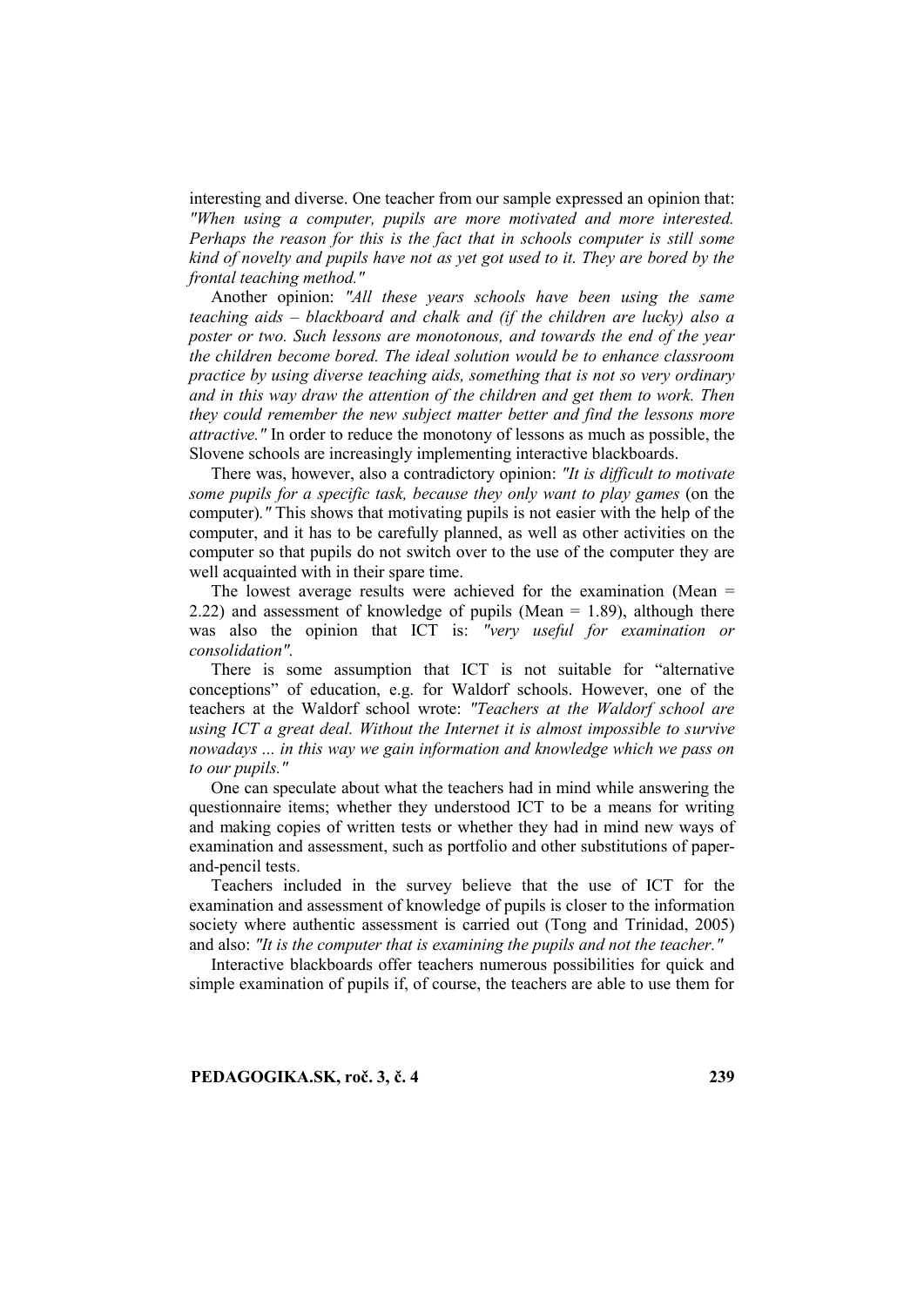interesting and diverse. One teacher from our sample expressed an opinion that: *"When using a computer, pupils are more motivated and more interested. Perhaps the reason for this is the fact that in schools computer is still some kind of novelty and pupils have not as yet got used to it. They are bored by the frontal teaching method."*

Another opinion: *"All these years schools have been using the same teaching aids – blackboard and chalk and (if the children are lucky) also a poster or two. Such lessons are monotonous, and towards the end of the year the children become bored. The ideal solution would be to enhance classroom practice by using diverse teaching aids, something that is not so very ordinary and in this way draw the attention of the children and get them to work. Then they could remember the new subject matter better and find the lessons more attractive."* In order to reduce the monotony of lessons as much as possible, the Slovene schools are increasingly implementing interactive blackboards.

There was, however, also a contradictory opinion: *"It is difficult to motivate some pupils for a specific task, because they only want to play games* (on the computer)*."* This shows that motivating pupils is not easier with the help of the computer, and it has to be carefully planned, as well as other activities on the computer so that pupils do not switch over to the use of the computer they are well acquainted with in their spare time.

The lowest average results were achieved for the examination (Mean = 2.22) and assessment of knowledge of pupils (Mean = 1.89), although there was also the opinion that ICT is: *"very useful for examination or consolidation".*

There is some assumption that ICT is not suitable for "alternative conceptions" of education, e.g. for Waldorf schools. However, one of the teachers at the Waldorf school wrote: *"Teachers at the Waldorf school are using ICT a great deal. Without the Internet it is almost impossible to survive nowadays ... in this way we gain information and knowledge which we pass on to our pupils."*

One can speculate about what the teachers had in mind while answering the questionnaire items; whether they understood ICT to be a means for writing and making copies of written tests or whether they had in mind new ways of examination and assessment, such as portfolio and other substitutions of paper-and-pencil tests.

Teachers included in the survey believe that the use of ICT for the examination and assessment of knowledge of pupils is closer to the information society where authentic assessment is carried out (Tong and Trinidad, 2005) and also: *"It is the computer that is examining the pupils and not the teacher."*

Interactive blackboards offer teachers numerous possibilities for quick and simple examination of pupils if, of course, the teachers are able to use them for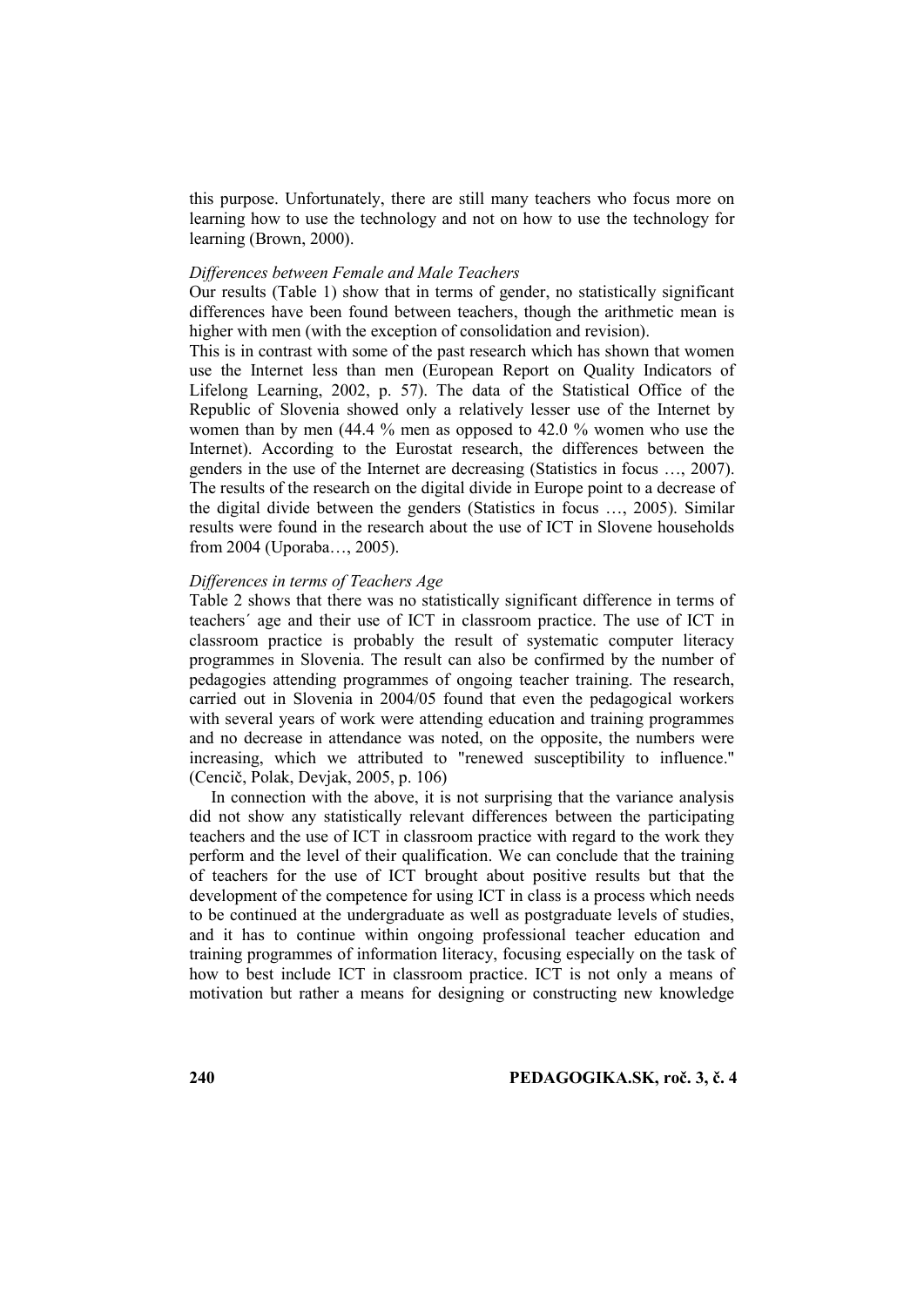this purpose. Unfortunately, there are still many teachers who focus more on learning how to use the technology and not on how to use the technology for learning (Brown, 2000).

*Differences between Female and Male Teachers*

Our results (Table 1) show that in terms of gender, no statistically significant differences have been found between teachers, though the arithmetic mean is higher with men (with the exception of consolidation and revision).

This is in contrast with some of the past research which has shown that women use the Internet less than men (European Report on Quality Indicators of Lifelong Learning, 2002, p. 57). The data of the Statistical Office of the Republic of Slovenia showed only a relatively lesser use of the Internet by women than by men (44.4 % men as opposed to 42.0 % women who use the Internet). According to the Eurostat research, the differences between the genders in the use of the Internet are decreasing (Statistics in focus …, 2007). The results of the research on the digital divide in Europe point to a decrease of the digital divide between the genders (Statistics in focus …, 2005). Similar results were found in the research about the use of ICT in Slovene households from 2004 (Uporaba…, 2005).

*Differences in terms of Teachers Age*

Table 2 shows that there was no statistically significant difference in terms of teachers´ age and their use of ICT in classroom practice. The use of ICT in classroom practice is probably the result of systematic computer literacy programmes in Slovenia. The result can also be confirmed by the number of pedagogies attending programmes of ongoing teacher training. The research, carried out in Slovenia in 2004/05 found that even the pedagogical workers with several years of work were attending education and training programmes and no decrease in attendance was noted, on the opposite, the numbers were increasing, which we attributed to "renewed susceptibility to influence." (Cencič, Polak, Devjak, 2005, p. 106)

In connection with the above, it is not surprising that the variance analysis did not show any statistically relevant differences between the participating teachers and the use of ICT in classroom practice with regard to the work they perform and the level of their qualification. We can conclude that the training of teachers for the use of ICT brought about positive results but that the development of the competence for using ICT in class is a process which needs to be continued at the undergraduate as well as postgraduate levels of studies, and it has to continue within ongoing professional teacher education and training programmes of information literacy, focusing especially on the task of how to best include ICT in classroom practice. ICT is not only a means of motivation but rather a means for designing or constructing new knowledge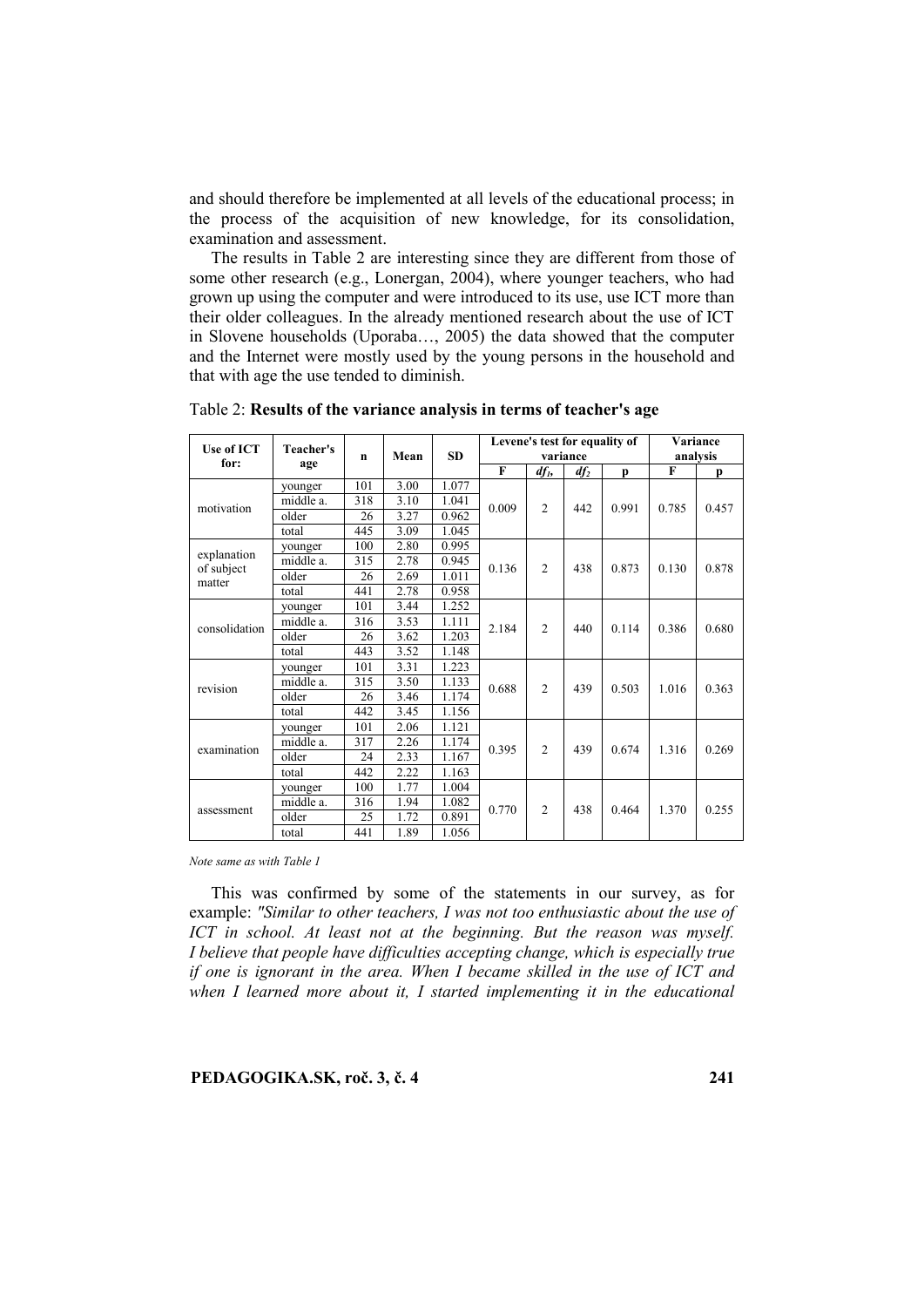and should therefore be implemented at all levels of the educational process; in the process of the acquisition of new knowledge, for its consolidation, examination and assessment.

The results in Table 2 are interesting since they are different from those of some other research (e.g., Lonergan, 2004), where younger teachers, who had grown up using the computer and were introduced to its use, use ICT more than their older colleagues. In the already mentioned research about the use of ICT in Slovene households (Uporaba…, 2005) the data showed that the computer and the Internet were mostly used by the young persons in the household and that with age the use tended to diminish.

Table 2: **Results of the variance analysis in terms of teacher's age**

| Use of ICT for: | Teacher's age | n | Mean | SD | Levene's test for equality of variance | | | | Variance analysis | |
|---|---|---|---|---|---|---|---|---|---|---|
| | | | | | F | $df_1$ | $df_2$ | p | F | p |
| motivation | younger | 101 | 3.00 | 1.077 | 0.009 | 2 | 442 | 0.991 | 0.785 | 0.457 |
| | middle a. | 318 | 3.10 | 1.041 | | | | | | |
| | older | 26 | 3.27 | 0.962 | | | | | | |
| | total | 445 | 3.09 | 1.045 | | | | | | |
| explanation of subject matter | younger | 100 | 2.80 | 0.995 | 0.136 | 2 | 438 | 0.873 | 0.130 | 0.878 |
| | middle a. | 315 | 2.78 | 0.945 | | | | | | |
| | older | 26 | 2.69 | 1.011 | | | | | | |
| | total | 441 | 2.78 | 0.958 | | | | | | |
| consolidation | younger | 101 | 3.44 | 1.252 | 2.184 | 2 | 440 | 0.114 | 0.386 | 0.680 |
| | middle a. | 316 | 3.53 | 1.111 | | | | | | |
| | older | 26 | 3.62 | 1.203 | | | | | | |
| | total | 443 | 3.52 | 1.148 | | | | | | |
| revision | younger | 101 | 3.31 | 1.223 | 0.688 | 2 | 439 | 0.503 | 1.016 | 0.363 |
| | middle a. | 315 | 3.50 | 1.133 | | | | | | |
| | older | 26 | 3.46 | 1.174 | | | | | | |
| | total | 442 | 3.45 | 1.156 | | | | | | |
| examination | younger | 101 | 2.06 | 1.121 | 0.395 | 2 | 439 | 0.674 | 1.316 | 0.269 |
| | middle a. | 317 | 2.26 | 1.174 | | | | | | |
| | older | 24 | 2.33 | 1.167 | | | | | | |
| | total | 442 | 2.22 | 1.163 | | | | | | |
| assessment | younger | 100 | 1.77 | 1.004 | 0.770 | 2 | 438 | 0.464 | 1.370 | 0.255 |
| | middle a. | 316 | 1.94 | 1.082 | | | | | | |
| | older | 25 | 1.72 | 0.891 | | | | | | |
| | total | 441 | 1.89 | 1.056 | | | | | | |

*Note same as with Table 1*

This was confirmed by some of the statements in our survey, as for example: *"Similar to other teachers, I was not too enthusiastic about the use of ICT in school. At least not at the beginning. But the reason was myself. I believe that people have difficulties accepting change, which is especially true if one is ignorant in the area. When I became skilled in the use of ICT and when I learned more about it, I started implementing it in the educational*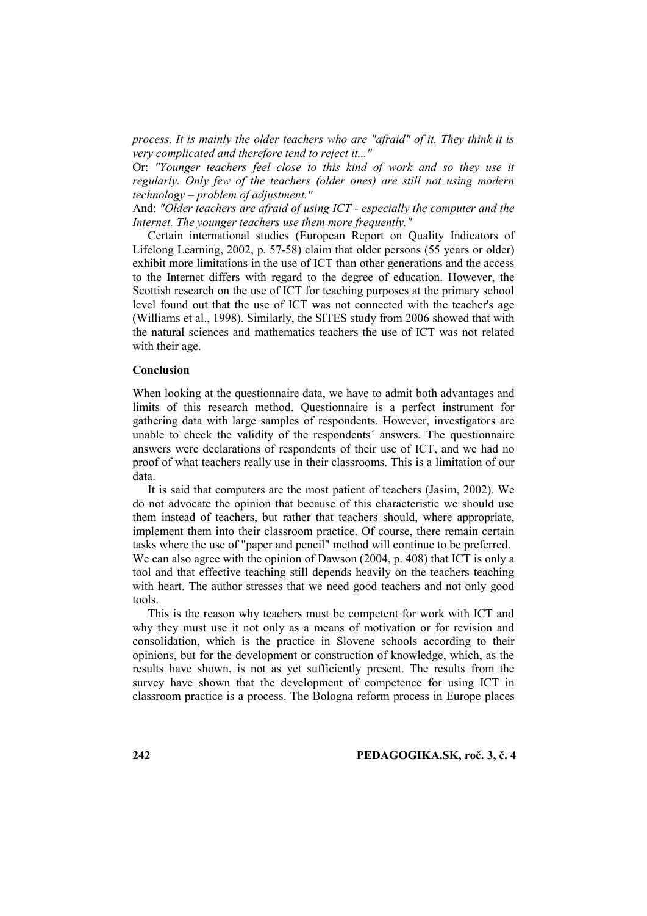*process. It is mainly the older teachers who are "afraid" of it. They think it is very complicated and therefore tend to reject it..."*

Or: *"Younger teachers feel close to this kind of work and so they use it regularly. Only few of the teachers (older ones) are still not using modern technology – problem of adjustment."*

And: *"Older teachers are afraid of using ICT - especially the computer and the Internet. The younger teachers use them more frequently."*

Certain international studies (European Report on Quality Indicators of Lifelong Learning, 2002, p. 57-58) claim that older persons (55 years or older) exhibit more limitations in the use of ICT than other generations and the access to the Internet differs with regard to the degree of education. However, the Scottish research on the use of ICT for teaching purposes at the primary school level found out that the use of ICT was not connected with the teacher's age (Williams et al., 1998). Similarly, the SITES study from 2006 showed that with the natural sciences and mathematics teachers the use of ICT was not related with their age.

## Conclusion

When looking at the questionnaire data, we have to admit both advantages and limits of this research method. Questionnaire is a perfect instrument for gathering data with large samples of respondents. However, investigators are unable to check the validity of the respondents´ answers. The questionnaire answers were declarations of respondents of their use of ICT, and we had no proof of what teachers really use in their classrooms. This is a limitation of our data.

It is said that computers are the most patient of teachers (Jasim, 2002). We do not advocate the opinion that because of this characteristic we should use them instead of teachers, but rather that teachers should, where appropriate, implement them into their classroom practice. Of course, there remain certain tasks where the use of "paper and pencil" method will continue to be preferred. We can also agree with the opinion of Dawson (2004, p. 408) that ICT is only a tool and that effective teaching still depends heavily on the teachers teaching with heart. The author stresses that we need good teachers and not only good tools.

This is the reason why teachers must be competent for work with ICT and why they must use it not only as a means of motivation or for revision and consolidation, which is the practice in Slovene schools according to their opinions, but for the development or construction of knowledge, which, as the results have shown, is not as yet sufficiently present. The results from the survey have shown that the development of competence for using ICT in classroom practice is a process. The Bologna reform process in Europe places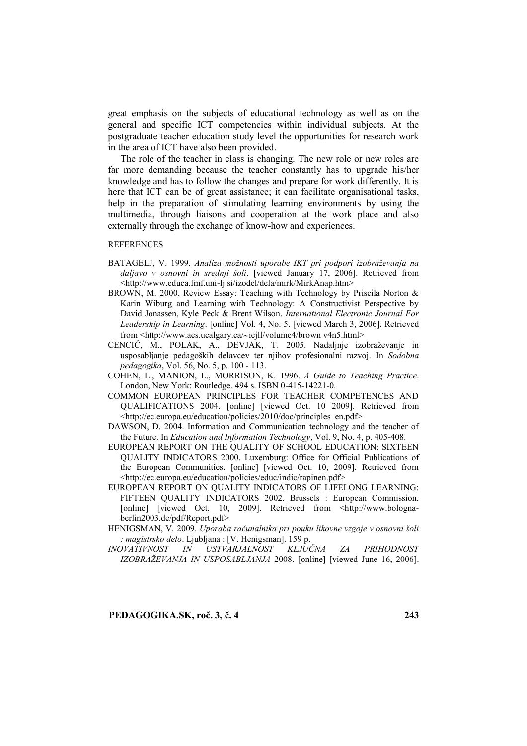great emphasis on the subjects of educational technology as well as on the general and specific ICT competencies within individual subjects. At the postgraduate teacher education study level the opportunities for research work in the area of ICT have also been provided.

The role of the teacher in class is changing. The new role or new roles are far more demanding because the teacher constantly has to upgrade his/her knowledge and has to follow the changes and prepare for work differently. It is here that ICT can be of great assistance; it can facilitate organisational tasks, help in the preparation of stimulating learning environments by using the multimedia, through liaisons and cooperation at the work place and also externally through the exchange of know-how and experiences.

REFERENCES

BATAGELJ, V. 1999. *Analiza možnosti uporabe IKT pri podpori izobraževanja na daljavo v osnovni in srednji šoli*. [viewed January 17, 2006]. Retrieved from <http://www.educa.fmf.uni-lj.si/izodel/dela/mirk/MirkAnap.htm>

BROWN, M. 2000. Review Essay: Teaching with Technology by Priscila Norton & Karin Wiburg and Learning with Technology: A Constructivist Perspective by David Jonassen, Kyle Peck & Brent Wilson. *International Electronic Journal For Leadership in Learning*. [online] Vol. 4, No. 5. [viewed March 3, 2006]. Retrieved from <http://www.acs.ucalgary.ca/~iejll/volume4/brown v4n5.html>

CENCIČ, M., POLAK, A., DEVJAK, T. 2005. Nadaljnje izobraževanje in usposabljanje pedagoških delavcev ter njihov profesionalni razvoj. In *Sodobna pedagogika*, Vol. 56, No. 5, p. 100 - 113.

COHEN, L., MANION, L., MORRISON, K. 1996. *A Guide to Teaching Practice*. London, New York: Routledge. 494 s. ISBN 0-415-14221-0.

COMMON EUROPEAN PRINCIPLES FOR TEACHER COMPETENCES AND QUALIFICATIONS 2004. [online] [viewed Oct. 10 2009]. Retrieved from <http://ec.europa.eu/education/policies/2010/doc/principles_en.pdf>

DAWSON, D. 2004. Information and Communication technology and the teacher of the Future. In *Education and Information Technology*, Vol. 9, No. 4, p. 405-408.

EUROPEAN REPORT ON THE QUALITY OF SCHOOL EDUCATION: SIXTEEN QUALITY INDICATORS 2000. Luxemburg: Office for Official Publications of the European Communities. [online] [viewed Oct. 10, 2009]. Retrieved from <http://ec.europa.eu/education/policies/educ/indic/rapinen.pdf>

EUROPEAN REPORT ON QUALITY INDICATORS OF LIFELONG LEARNING: FIFTEEN QUALITY INDICATORS 2002. Brussels : European Commission. [online] [viewed Oct. 10, 2009]. Retrieved from <http://www.bologna-berlin2003.de/pdf/Report.pdf>

HENIGSMAN, V. 2009. *Uporaba računalnika pri pouku likovne vzgoje v osnovni šoli : magistrsko delo*. Ljubljana : [V. Henigsman]. 159 p.

*INOVATIVNOST IN USTVARJALNOST KLJUČNA ZA PRIHODNOST IZOBRAŽEVANJA IN USPOSABLJANJA* 2008. [online] [viewed June 16, 2006].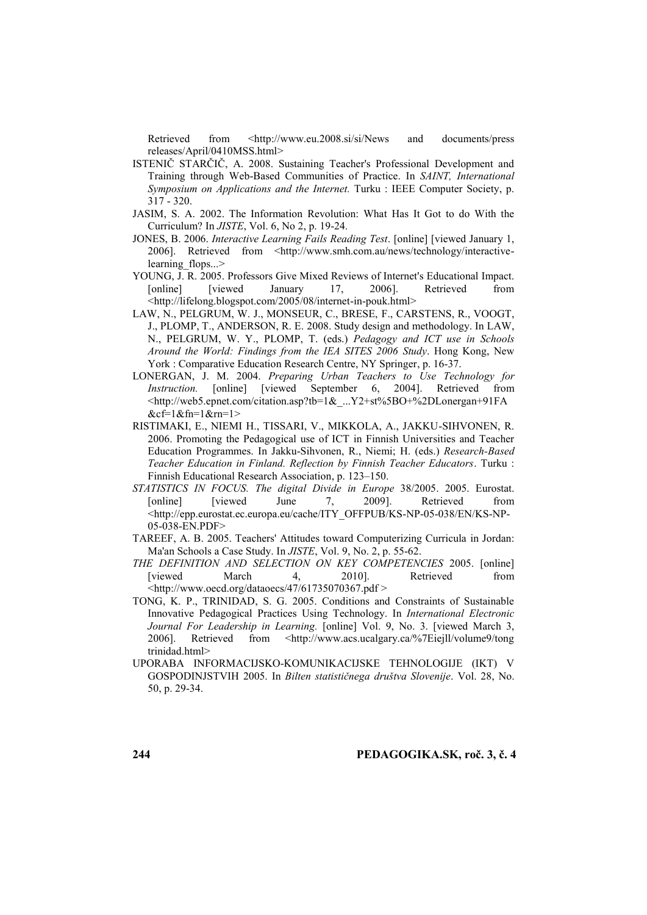Retrieved from <http://www.eu.2008.si/si/News and documents/press releases/April/0410MSS.html>

ISTENIČ STARČIČ, A. 2008. Sustaining Teacher's Professional Development and Training through Web-Based Communities of Practice. In *SAINT, International Symposium on Applications and the Internet.* Turku : IEEE Computer Society, p. 317 - 320.

JASIM, S. A. 2002. The Information Revolution: What Has It Got to do With the Curriculum? In *JISTE*, Vol. 6, No 2, p. 19-24.

JONES, B. 2006. *Interactive Learning Fails Reading Test*. [online] [viewed January 1, 2006]. Retrieved from <http://www.smh.com.au/news/technology/interactive-learning_flops...>

YOUNG, J. R. 2005. Professors Give Mixed Reviews of Internet's Educational Impact. [online] [viewed January 17, 2006]. Retrieved from <http://lifelong.blogspot.com/2005/08/internet-in-pouk.html>

LAW, N., PELGRUM, W. J., MONSEUR, C., BRESE, F., CARSTENS, R., VOOGT, J., PLOMP, T., ANDERSON, R. E. 2008. Study design and methodology. In LAW, N., PELGRUM, W. Y., PLOMP, T. (eds.) *Pedagogy and ICT use in Schools Around the World: Findings from the IEA SITES 2006 Study*. Hong Kong, New York : Comparative Education Research Centre, NY Springer, p. 16-37.

LONERGAN, J. M. 2004. *Preparing Urban Teachers to Use Technology for Instruction.* [online] [viewed September 6, 2004]. Retrieved from <http://web5.epnet.com/citation.asp?tb=1&_...Y2+st%5BO+%2DLonergan+91FA&cf=1&fn=1&rn=1>

RISTIMAKI, E., NIEMI H., TISSARI, V., MIKKOLA, A., JAKKU-SIHVONEN, R. 2006. Promoting the Pedagogical use of ICT in Finnish Universities and Teacher Education Programmes. In Jakku-Sihvonen, R., Niemi; H. (eds.) *Research-Based Teacher Education in Finland. Reflection by Finnish Teacher Educators*. Turku : Finnish Educational Research Association, p. 123–150.

*STATISTICS IN FOCUS. The digital Divide in Europe* 38/2005. 2005. Eurostat. [online] [viewed June 7, 2009]. Retrieved from <http://epp.eurostat.ec.europa.eu/cache/ITY_OFFPUB/KS-NP-05-038/EN/KS-NP-05-038-EN.PDF>

TAREEF, A. B. 2005. Teachers' Attitudes toward Computerizing Curricula in Jordan: Ma'an Schools a Case Study. In *JISTE*, Vol. 9, No. 2, p. 55-62.

*THE DEFINITION AND SELECTION ON KEY COMPETENCIES* 2005. [online] [viewed March 4, 2010]. Retrieved from <http://www.oecd.org/dataoecs/47/61735070367.pdf >

TONG, K. P., TRINIDAD, S. G. 2005. Conditions and Constraints of Sustainable Innovative Pedagogical Practices Using Technology. In *International Electronic Journal For Leadership in Learning.* [online] Vol. 9, No. 3. [viewed March 3, 2006]. Retrieved from <http://www.acs.ucalgary.ca/%7Eiejll/volume9/tong trinidad.html>

UPORABA INFORMACIJSKO-KOMUNIKACIJSKE TEHNOLOGIJE (IKT) V GOSPODINJSTVIH 2005. In *Bilten statističnega društva Slovenije*. Vol. 28, No. 50, p. 29-34.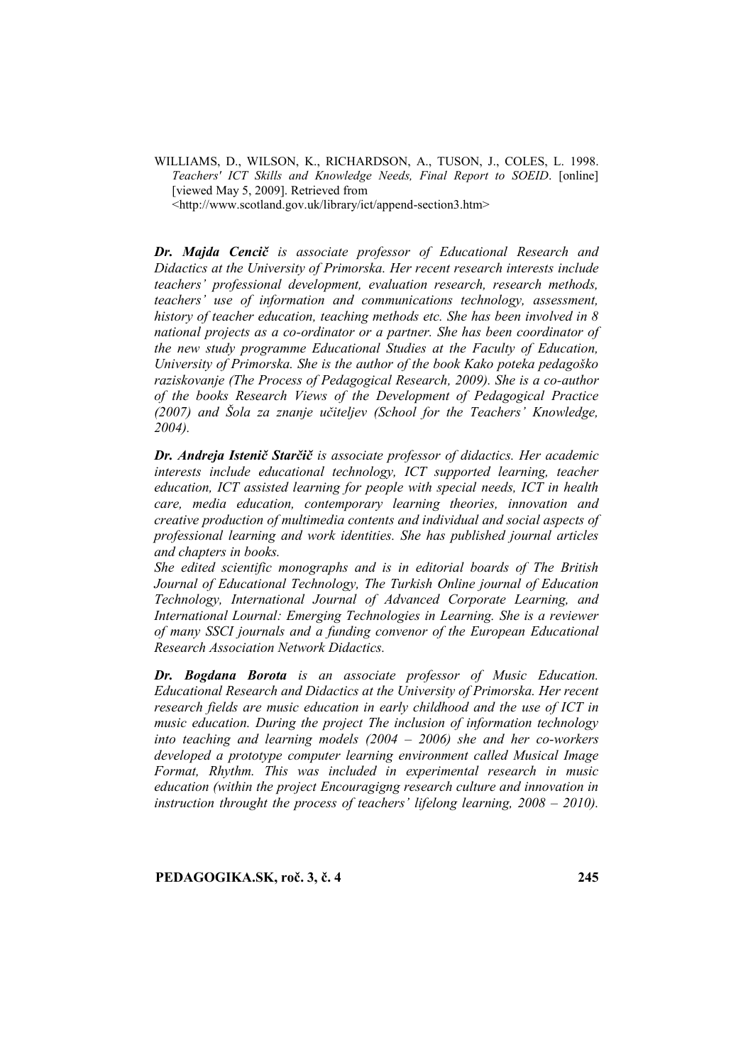WILLIAMS, D., WILSON, K., RICHARDSON, A., TUSON, J., COLES, L. 1998. *Teachers' ICT Skills and Knowledge Needs, Final Report to SOEID*. [online] [viewed May 5, 2009]. Retrieved from <http://www.scotland.gov.uk/library/ict/append-section3.htm>

***Dr. Majda Cencič*** *is associate professor of Educational Research and Didactics at the University of Primorska. Her recent research interests include teachers' professional development, evaluation research, research methods, teachers' use of information and communications technology, assessment, history of teacher education, teaching methods etc. She has been involved in 8 national projects as a co-ordinator or a partner. She has been coordinator of the new study programme Educational Studies at the Faculty of Education, University of Primorska. She is the author of the book Kako poteka pedagoško raziskovanje (The Process of Pedagogical Research, 2009). She is a co-author of the books Research Views of the Development of Pedagogical Practice (2007) and Šola za znanje učiteljev (School for the Teachers' Knowledge, 2004).*

***Dr. Andreja Istenič Starčič*** *is associate professor of didactics. Her academic interests include educational technology, ICT supported learning, teacher education, ICT assisted learning for people with special needs, ICT in health care, media education, contemporary learning theories, innovation and creative production of multimedia contents and individual and social aspects of professional learning and work identities. She has published journal articles and chapters in books.*
*She edited scientific monographs and is in editorial boards of The British Journal of Educational Technology, The Turkish Online journal of Education Technology, International Journal of Advanced Corporate Learning, and International Lournal: Emerging Technologies in Learning. She is a reviewer of many SSCI journals and a funding convenor of the European Educational Research Association Network Didactics.*

***Dr. Bogdana Borota*** *is an associate professor of Music Education. Educational Research and Didactics at the University of Primorska. Her recent research fields are music education in early childhood and the use of ICT in music education. During the project The inclusion of information technology into teaching and learning models (2004 – 2006) she and her co-workers developed a prototype computer learning environment called Musical Image Format, Rhythm. This was included in experimental research in music education (within the project Encouragigng research culture and innovation in instruction throught the process of teachers' lifelong learning, 2008 – 2010).*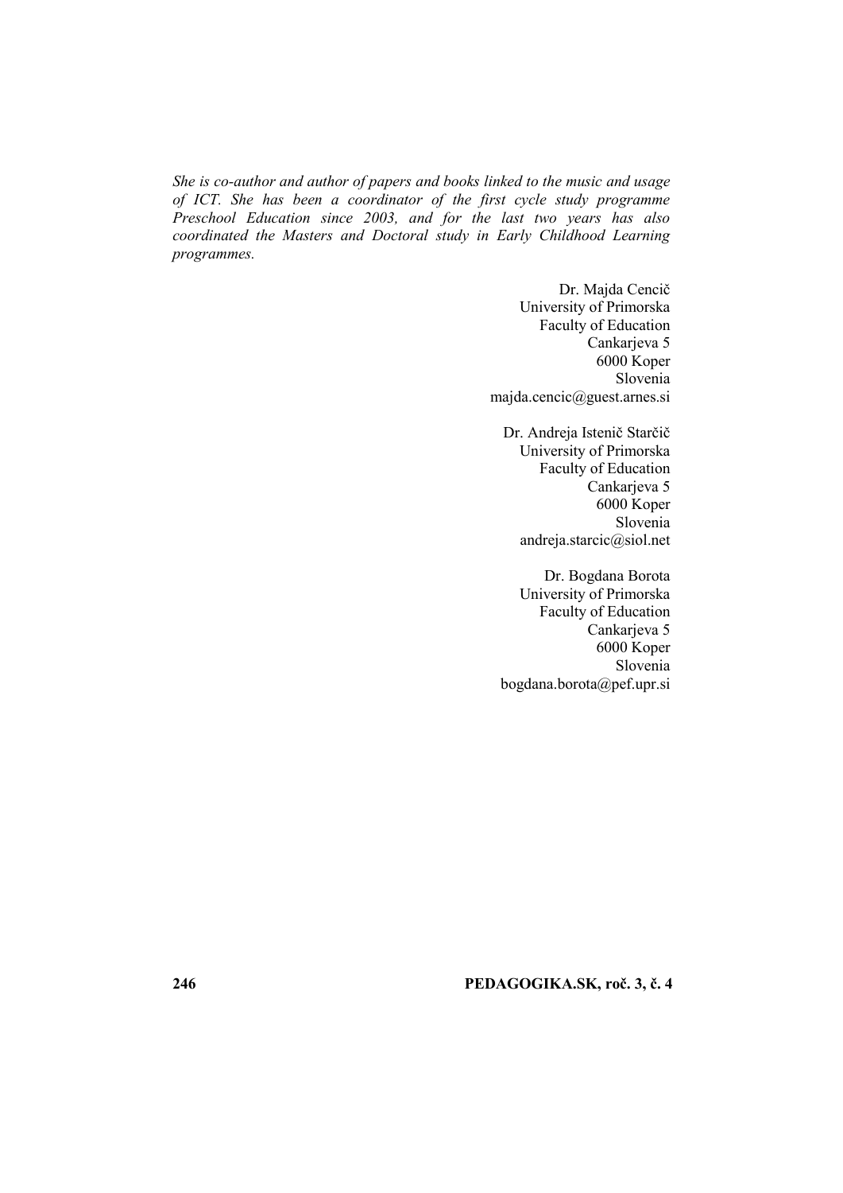*She is co-author and author of papers and books linked to the music and usage of ICT. She has been a coordinator of the first cycle study programme Preschool Education since 2003, and for the last two years has also coordinated the Masters and Doctoral study in Early Childhood Learning programmes.*

Dr. Majda Cencič
University of Primorska
Faculty of Education
Cankarjeva 5
6000 Koper
Slovenia
majda.cencic@guest.arnes.si

Dr. Andreja Istenič Starčič
University of Primorska
Faculty of Education
Cankarjeva 5
6000 Koper
Slovenia
andreja.starcic@siol.net

Dr. Bogdana Borota
University of Primorska
Faculty of Education
Cankarjeva 5
6000 Koper
Slovenia
bogdana.borota@pef.upr.si